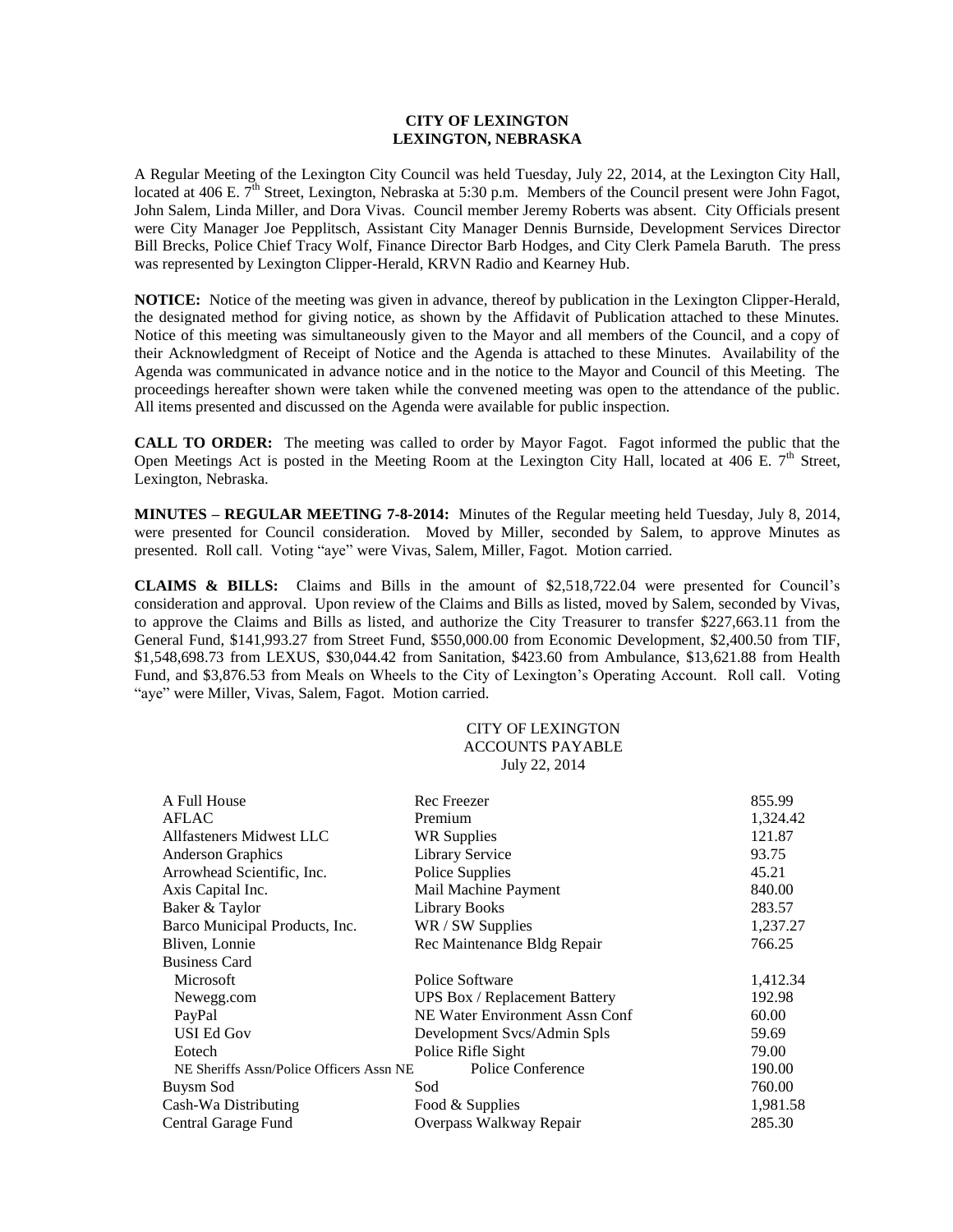# CITY OF LEXINGTON
## LEXINGTON, NEBRASKA

A Regular Meeting of the Lexington City Council was held Tuesday, July 22, 2014, at the Lexington City Hall, located at 406 E. 7th Street, Lexington, Nebraska at 5:30 p.m. Members of the Council present were John Fagot, John Salem, Linda Miller, and Dora Vivas. Council member Jeremy Roberts was absent. City Officials present were City Manager Joe Pepplitsch, Assistant City Manager Dennis Burnside, Development Services Director Bill Brecks, Police Chief Tracy Wolf, Finance Director Barb Hodges, and City Clerk Pamela Baruth. The press was represented by Lexington Clipper-Herald, KRVN Radio and Kearney Hub.

**NOTICE:** Notice of the meeting was given in advance, thereof by publication in the Lexington Clipper-Herald, the designated method for giving notice, as shown by the Affidavit of Publication attached to these Minutes. Notice of this meeting was simultaneously given to the Mayor and all members of the Council, and a copy of their Acknowledgment of Receipt of Notice and the Agenda is attached to these Minutes. Availability of the Agenda was communicated in advance notice and in the notice to the Mayor and Council of this Meeting. The proceedings hereafter shown were taken while the convened meeting was open to the attendance of the public. All items presented and discussed on the Agenda were available for public inspection.

**CALL TO ORDER:** The meeting was called to order by Mayor Fagot. Fagot informed the public that the Open Meetings Act is posted in the Meeting Room at the Lexington City Hall, located at 406 E. 7th Street, Lexington, Nebraska.

**MINUTES – REGULAR MEETING 7-8-2014:** Minutes of the Regular meeting held Tuesday, July 8, 2014, were presented for Council consideration. Moved by Miller, seconded by Salem, to approve Minutes as presented. Roll call. Voting "aye" were Vivas, Salem, Miller, Fagot. Motion carried.

**CLAIMS & BILLS:** Claims and Bills in the amount of $2,518,722.04 were presented for Council's consideration and approval. Upon review of the Claims and Bills as listed, moved by Salem, seconded by Vivas, to approve the Claims and Bills as listed, and authorize the City Treasurer to transfer $227,663.11 from the General Fund, $141,993.27 from Street Fund, $550,000.00 from Economic Development, $2,400.50 from TIF, $1,548,698.73 from LEXUS, $30,044.42 from Sanitation, $423.60 from Ambulance, $13,621.88 from Health Fund, and $3,876.53 from Meals on Wheels to the City of Lexington's Operating Account. Roll call. Voting "aye" were Miller, Vivas, Salem, Fagot. Motion carried.

CITY OF LEXINGTON
ACCOUNTS PAYABLE
July 22, 2014

| | | |
|---|---|---|
| A Full House | Rec Freezer | 855.99 |
| AFLAC | Premium | 1,324.42 |
| Allfasteners Midwest LLC | WR Supplies | 121.87 |
| Anderson Graphics | Library Service | 93.75 |
| Arrowhead Scientific, Inc. | Police Supplies | 45.21 |
| Axis Capital Inc. | Mail Machine Payment | 840.00 |
| Baker & Taylor | Library Books | 283.57 |
| Barco Municipal Products, Inc. | WR / SW Supplies | 1,237.27 |
| Bliven, Lonnie | Rec Maintenance Bldg Repair | 766.25 |
| Business Card | | |
| Microsoft | Police Software | 1,412.34 |
| Newegg.com | UPS Box / Replacement Battery | 192.98 |
| PayPal | NE Water Environment Assn Conf | 60.00 |
| USI Ed Gov | Development Svcs/Admin Spls | 59.69 |
| Eotech | Police Rifle Sight | 79.00 |
| NE Sheriffs Assn/Police Officers Assn NE | Police Conference | 190.00 |
| Buysm Sod | Sod | 760.00 |
| Cash-Wa Distributing | Food & Supplies | 1,981.58 |
| Central Garage Fund | Overpass Walkway Repair | 285.30 |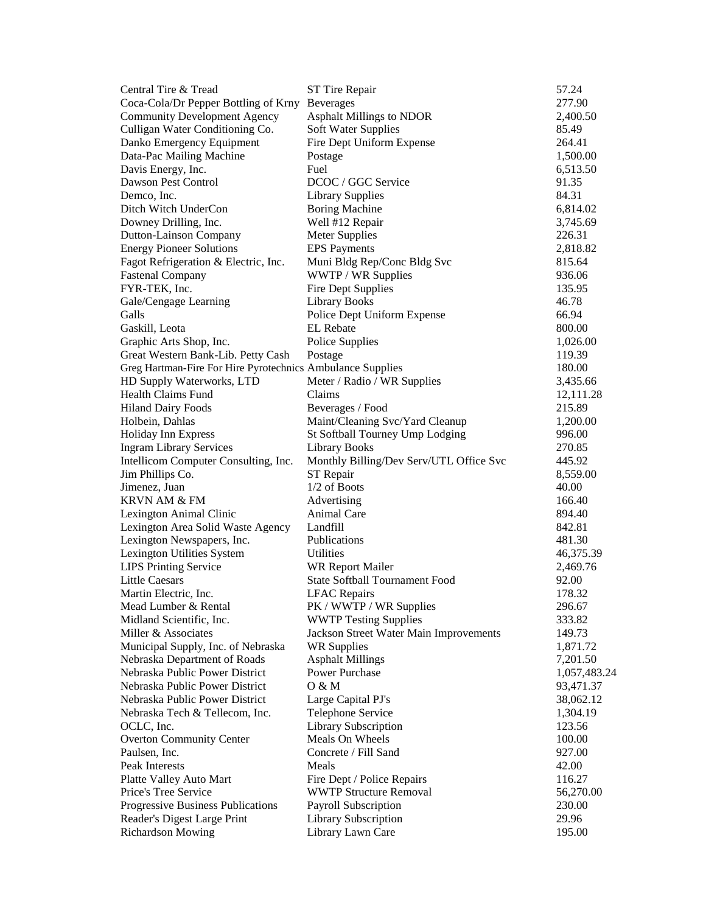| | | |
|---|---|---|
| Central Tire & Tread | ST Tire Repair | 57.24 |
| Coca-Cola/Dr Pepper Bottling of Krny | Beverages | 277.90 |
| Community Development Agency | Asphalt Millings to NDOR | 2,400.50 |
| Culligan Water Conditioning Co. | Soft Water Supplies | 85.49 |
| Danko Emergency Equipment | Fire Dept Uniform Expense | 264.41 |
| Data-Pac Mailing Machine | Postage | 1,500.00 |
| Davis Energy, Inc. | Fuel | 6,513.50 |
| Dawson Pest Control | DCOC / GGC Service | 91.35 |
| Demco, Inc. | Library Supplies | 84.31 |
| Ditch Witch UnderCon | Boring Machine | 6,814.02 |
| Downey Drilling, Inc. | Well #12 Repair | 3,745.69 |
| Dutton-Lainson Company | Meter Supplies | 226.31 |
| Energy Pioneer Solutions | EPS Payments | 2,818.82 |
| Fagot Refrigeration & Electric, Inc. | Muni Bldg Rep/Conc Bldg Svc | 815.64 |
| Fastenal Company | WWTP / WR Supplies | 936.06 |
| FYR-TEK, Inc. | Fire Dept Supplies | 135.95 |
| Gale/Cengage Learning | Library Books | 46.78 |
| Galls | Police Dept Uniform Expense | 66.94 |
| Gaskill, Leota | EL Rebate | 800.00 |
| Graphic Arts Shop, Inc. | Police Supplies | 1,026.00 |
| Great Western Bank-Lib. Petty Cash | Postage | 119.39 |
| Greg Hartman-Fire For Hire Pyrotechnics | Ambulance Supplies | 180.00 |
| HD Supply Waterworks, LTD | Meter / Radio / WR Supplies | 3,435.66 |
| Health Claims Fund | Claims | 12,111.28 |
| Hiland Dairy Foods | Beverages / Food | 215.89 |
| Holbein, Dahlas | Maint/Cleaning Svc/Yard Cleanup | 1,200.00 |
| Holiday Inn Express | St Softball Tourney Ump Lodging | 996.00 |
| Ingram Library Services | Library Books | 270.85 |
| Intellicom Computer Consulting, Inc. | Monthly Billing/Dev Serv/UTL Office Svc | 445.92 |
| Jim Phillips Co. | ST Repair | 8,559.00 |
| Jimenez, Juan | 1/2 of Boots | 40.00 |
| KRVN AM & FM | Advertising | 166.40 |
| Lexington Animal Clinic | Animal Care | 894.40 |
| Lexington Area Solid Waste Agency | Landfill | 842.81 |
| Lexington Newspapers, Inc. | Publications | 481.30 |
| Lexington Utilities System | Utilities | 46,375.39 |
| LIPS Printing Service | WR Report Mailer | 2,469.76 |
| Little Caesars | State Softball Tournament Food | 92.00 |
| Martin Electric, Inc. | LFAC Repairs | 178.32 |
| Mead Lumber & Rental | PK / WWTP / WR Supplies | 296.67 |
| Midland Scientific, Inc. | WWTP Testing Supplies | 333.82 |
| Miller & Associates | Jackson Street Water Main Improvements | 149.73 |
| Municipal Supply, Inc. of Nebraska | WR Supplies | 1,871.72 |
| Nebraska Department of Roads | Asphalt Millings | 7,201.50 |
| Nebraska Public Power District | Power Purchase | 1,057,483.24 |
| Nebraska Public Power District | O & M | 93,471.37 |
| Nebraska Public Power District | Large Capital PJ's | 38,062.12 |
| Nebraska Tech & Tellecom, Inc. | Telephone Service | 1,304.19 |
| OCLC, Inc. | Library Subscription | 123.56 |
| Overton Community Center | Meals On Wheels | 100.00 |
| Paulsen, Inc. | Concrete / Fill Sand | 927.00 |
| Peak Interests | Meals | 42.00 |
| Platte Valley Auto Mart | Fire Dept / Police Repairs | 116.27 |
| Price's Tree Service | WWTP Structure Removal | 56,270.00 |
| Progressive Business Publications | Payroll Subscription | 230.00 |
| Reader's Digest Large Print | Library Subscription | 29.96 |
| Richardson Mowing | Library Lawn Care | 195.00 |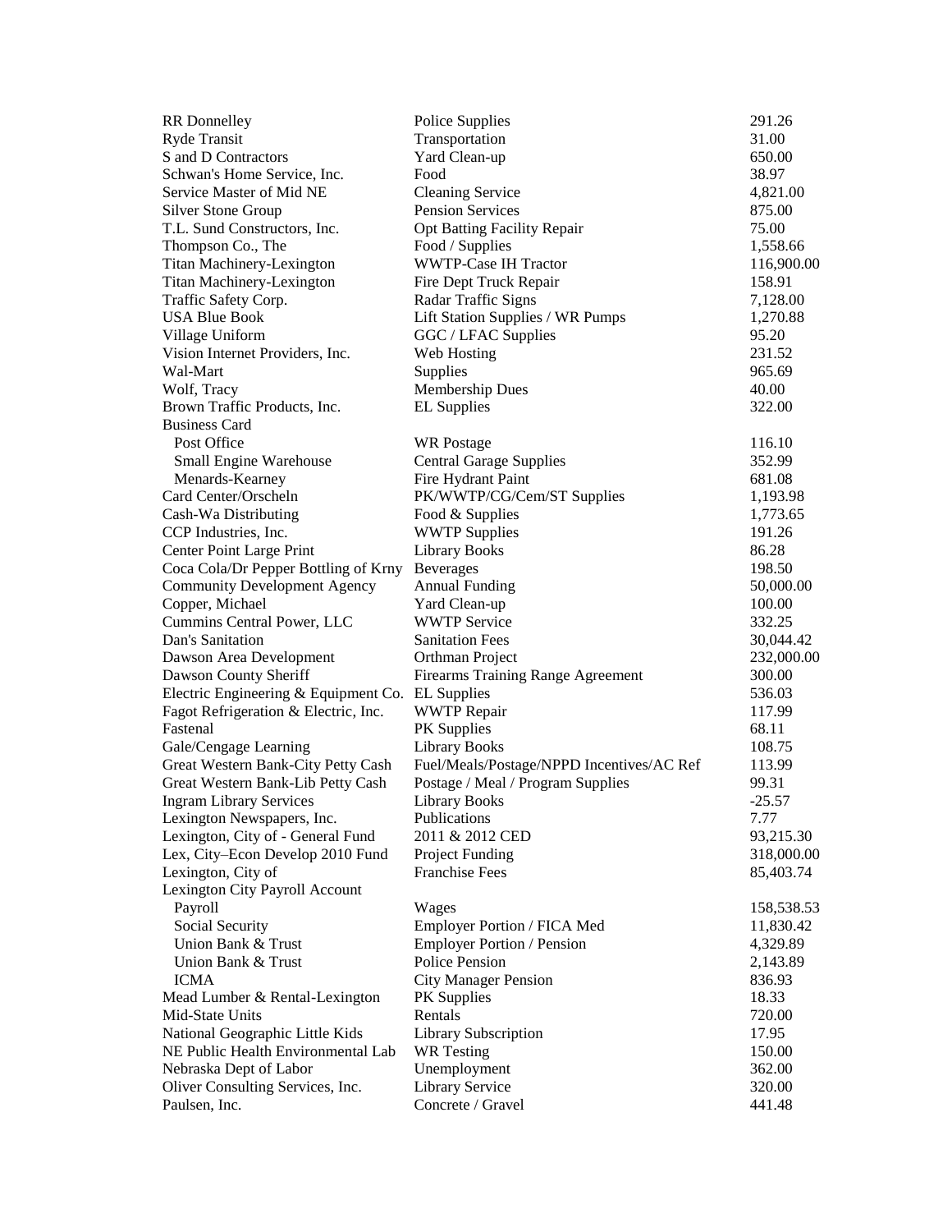| | | |
|---|---|---|
| RR Donnelley | Police Supplies | 291.26 |
| Ryde Transit | Transportation | 31.00 |
| S and D Contractors | Yard Clean-up | 650.00 |
| Schwan's Home Service, Inc. | Food | 38.97 |
| Service Master of Mid NE | Cleaning Service | 4,821.00 |
| Silver Stone Group | Pension Services | 875.00 |
| T.L. Sund Constructors, Inc. | Opt Batting Facility Repair | 75.00 |
| Thompson Co., The | Food / Supplies | 1,558.66 |
| Titan Machinery-Lexington | WWTP-Case IH Tractor | 116,900.00 |
| Titan Machinery-Lexington | Fire Dept Truck Repair | 158.91 |
| Traffic Safety Corp. | Radar Traffic Signs | 7,128.00 |
| USA Blue Book | Lift Station Supplies / WR Pumps | 1,270.88 |
| Village Uniform | GGC / LFAC Supplies | 95.20 |
| Vision Internet Providers, Inc. | Web Hosting | 231.52 |
| Wal-Mart | Supplies | 965.69 |
| Wolf, Tracy | Membership Dues | 40.00 |
| Brown Traffic Products, Inc. | EL Supplies | 322.00 |
| Business Card | | |
| Post Office | WR Postage | 116.10 |
| Small Engine Warehouse | Central Garage Supplies | 352.99 |
| Menards-Kearney | Fire Hydrant Paint | 681.08 |
| Card Center/Orscheln | PK/WWTP/CG/Cem/ST Supplies | 1,193.98 |
| Cash-Wa Distributing | Food & Supplies | 1,773.65 |
| CCP Industries, Inc. | WWTP Supplies | 191.26 |
| Center Point Large Print | Library Books | 86.28 |
| Coca Cola/Dr Pepper Bottling of Krny | Beverages | 198.50 |
| Community Development Agency | Annual Funding | 50,000.00 |
| Copper, Michael | Yard Clean-up | 100.00 |
| Cummins Central Power, LLC | WWTP Service | 332.25 |
| Dan's Sanitation | Sanitation Fees | 30,044.42 |
| Dawson Area Development | Orthman Project | 232,000.00 |
| Dawson County Sheriff | Firearms Training Range Agreement | 300.00 |
| Electric Engineering & Equipment Co. | EL Supplies | 536.03 |
| Fagot Refrigeration & Electric, Inc. | WWTP Repair | 117.99 |
| Fastenal | PK Supplies | 68.11 |
| Gale/Cengage Learning | Library Books | 108.75 |
| Great Western Bank-City Petty Cash | Fuel/Meals/Postage/NPPD Incentives/AC Ref | 113.99 |
| Great Western Bank-Lib Petty Cash | Postage / Meal / Program Supplies | 99.31 |
| Ingram Library Services | Library Books | -25.57 |
| Lexington Newspapers, Inc. | Publications | 7.77 |
| Lexington, City of - General Fund | 2011 & 2012 CED | 93,215.30 |
| Lex, City–Econ Develop 2010 Fund | Project Funding | 318,000.00 |
| Lexington, City of | Franchise Fees | 85,403.74 |
| Lexington City Payroll Account | | |
| Payroll | Wages | 158,538.53 |
| Social Security | Employer Portion / FICA Med | 11,830.42 |
| Union Bank & Trust | Employer Portion / Pension | 4,329.89 |
| Union Bank & Trust | Police Pension | 2,143.89 |
| ICMA | City Manager Pension | 836.93 |
| Mead Lumber & Rental-Lexington | PK Supplies | 18.33 |
| Mid-State Units | Rentals | 720.00 |
| National Geographic Little Kids | Library Subscription | 17.95 |
| NE Public Health Environmental Lab | WR Testing | 150.00 |
| Nebraska Dept of Labor | Unemployment | 362.00 |
| Oliver Consulting Services, Inc. | Library Service | 320.00 |
| Paulsen, Inc. | Concrete / Gravel | 441.48 |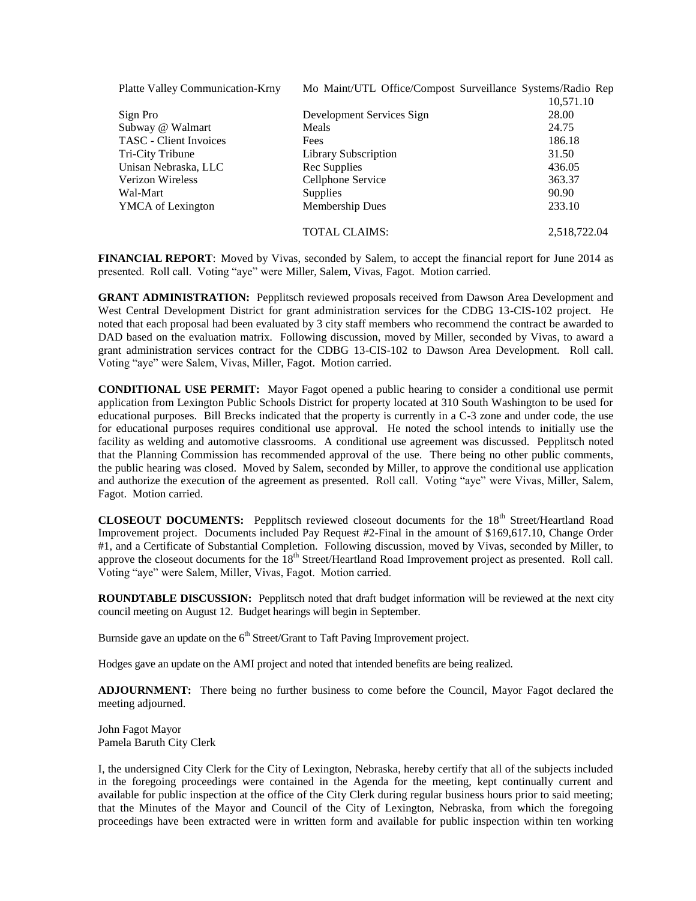| | | |
|---|---|---|
| Platte Valley Communication-Krny | Mo Maint/UTL Office/Compost Surveillance Systems/Radio Rep | 10,571.10 |
| Sign Pro | Development Services Sign | 28.00 |
| Subway @ Walmart | Meals | 24.75 |
| TASC - Client Invoices | Fees | 186.18 |
| Tri-City Tribune | Library Subscription | 31.50 |
| Unisan Nebraska, LLC | Rec Supplies | 436.05 |
| Verizon Wireless | Cellphone Service | 363.37 |
| Wal-Mart | Supplies | 90.90 |
| YMCA of Lexington | Membership Dues | 233.10 |
| | TOTAL CLAIMS: | 2,518,722.04 |

**FINANCIAL REPORT**: Moved by Vivas, seconded by Salem, to accept the financial report for June 2014 as presented. Roll call. Voting "aye" were Miller, Salem, Vivas, Fagot. Motion carried.

**GRANT ADMINISTRATION:** Pepplitsch reviewed proposals received from Dawson Area Development and West Central Development District for grant administration services for the CDBG 13-CIS-102 project. He noted that each proposal had been evaluated by 3 city staff members who recommend the contract be awarded to DAD based on the evaluation matrix. Following discussion, moved by Miller, seconded by Vivas, to award a grant administration services contract for the CDBG 13-CIS-102 to Dawson Area Development. Roll call. Voting "aye" were Salem, Vivas, Miller, Fagot. Motion carried.

**CONDITIONAL USE PERMIT:** Mayor Fagot opened a public hearing to consider a conditional use permit application from Lexington Public Schools District for property located at 310 South Washington to be used for educational purposes. Bill Brecks indicated that the property is currently in a C-3 zone and under code, the use for educational purposes requires conditional use approval. He noted the school intends to initially use the facility as welding and automotive classrooms. A conditional use agreement was discussed. Pepplitsch noted that the Planning Commission has recommended approval of the use. There being no other public comments, the public hearing was closed. Moved by Salem, seconded by Miller, to approve the conditional use application and authorize the execution of the agreement as presented. Roll call. Voting "aye" were Vivas, Miller, Salem, Fagot. Motion carried.

**CLOSEOUT DOCUMENTS:** Pepplitsch reviewed closeout documents for the 18th Street/Heartland Road Improvement project. Documents included Pay Request #2-Final in the amount of $169,617.10, Change Order #1, and a Certificate of Substantial Completion. Following discussion, moved by Vivas, seconded by Miller, to approve the closeout documents for the 18th Street/Heartland Road Improvement project as presented. Roll call. Voting "aye" were Salem, Miller, Vivas, Fagot. Motion carried.

**ROUNDTABLE DISCUSSION:** Pepplitsch noted that draft budget information will be reviewed at the next city council meeting on August 12. Budget hearings will begin in September.

Burnside gave an update on the 6th Street/Grant to Taft Paving Improvement project.

Hodges gave an update on the AMI project and noted that intended benefits are being realized.

**ADJOURNMENT:** There being no further business to come before the Council, Mayor Fagot declared the meeting adjourned.

John Fagot Mayor
Pamela Baruth City Clerk

I, the undersigned City Clerk for the City of Lexington, Nebraska, hereby certify that all of the subjects included in the foregoing proceedings were contained in the Agenda for the meeting, kept continually current and available for public inspection at the office of the City Clerk during regular business hours prior to said meeting; that the Minutes of the Mayor and Council of the City of Lexington, Nebraska, from which the foregoing proceedings have been extracted were in written form and available for public inspection within ten working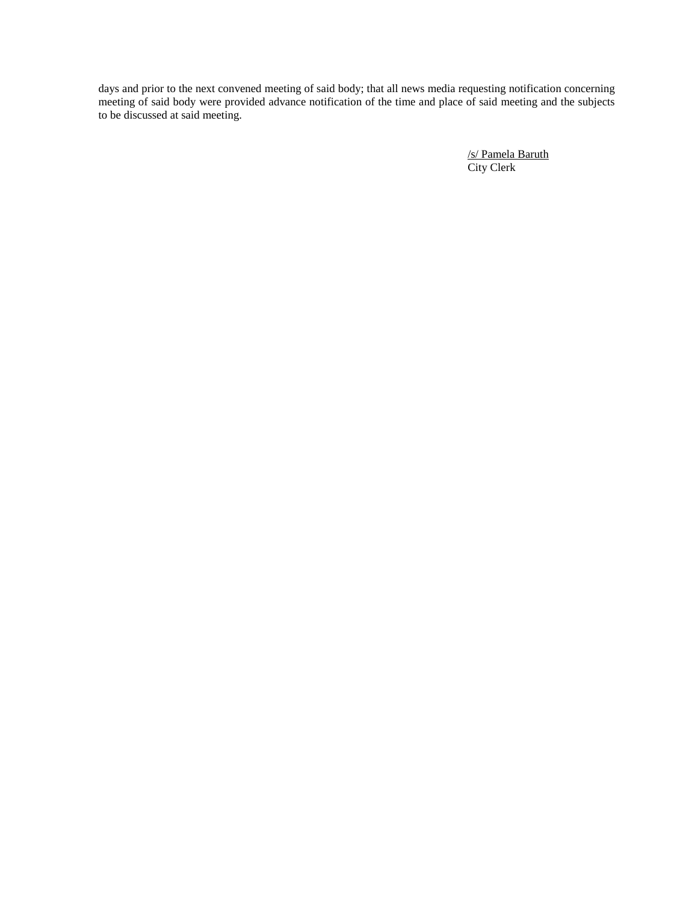days and prior to the next convened meeting of said body; that all news media requesting notification concerning meeting of said body were provided advance notification of the time and place of said meeting and the subjects to be discussed at said meeting.

/s/ Pamela Baruth
City Clerk